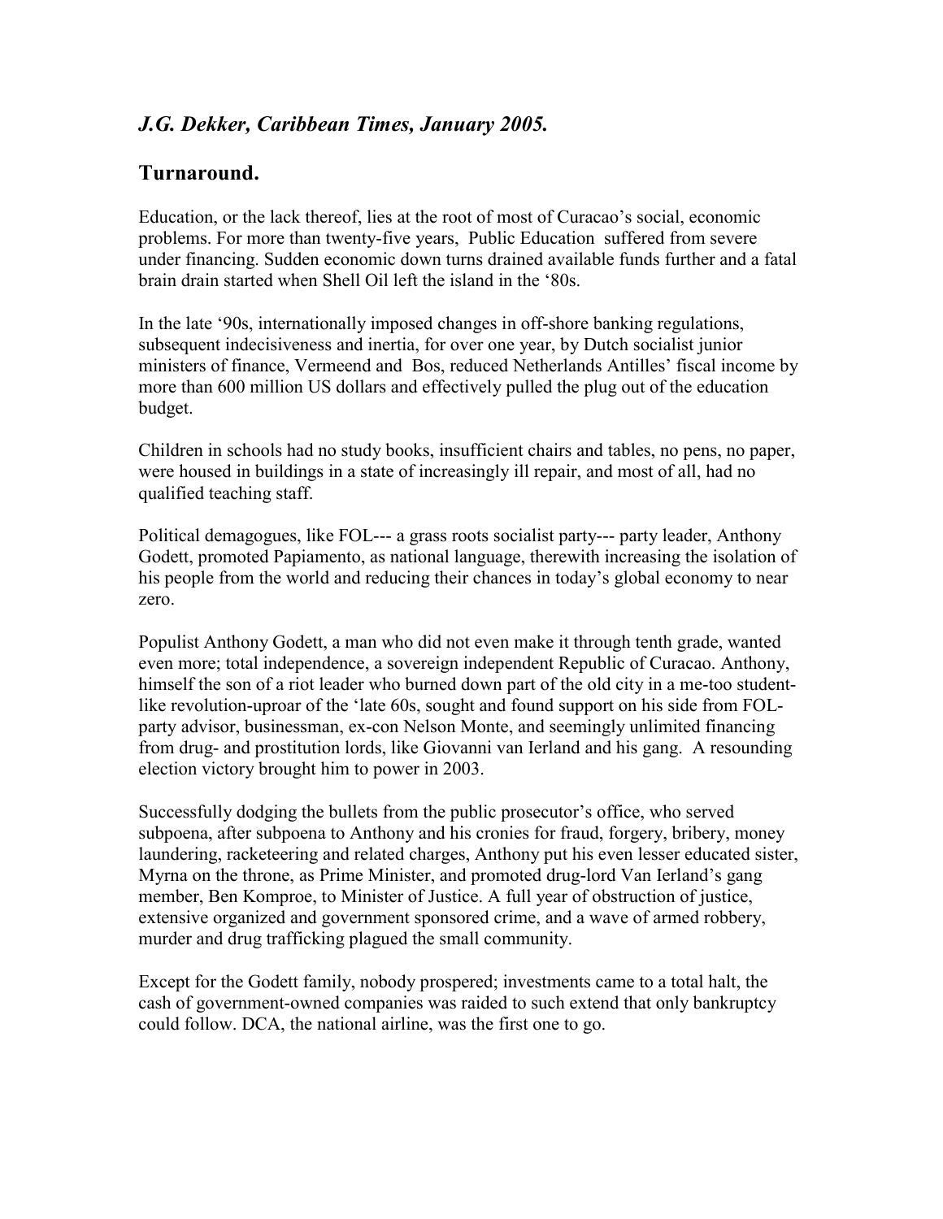## *J.G. Dekker, Caribbean Times, January 2005.*

## Turnaround.

Education, or the lack thereof, lies at the root of most of Curacao's social, economic problems. For more than twenty-five years, Public Education suffered from severe under financing. Sudden economic down turns drained available funds further and a fatal brain drain started when Shell Oil left the island in the '80s.

In the late '90s, internationally imposed changes in off-shore banking regulations, subsequent indecisiveness and inertia, for over one year, by Dutch socialist junior ministers of finance, Vermeend and Bos, reduced Netherlands Antilles' fiscal income by more than 600 million US dollars and effectively pulled the plug out of the education budget.

Children in schools had no study books, insufficient chairs and tables, no pens, no paper, were housed in buildings in a state of increasingly ill repair, and most of all, had no qualified teaching staff.

Political demagogues, like FOL--- a grass roots socialist party--- party leader, Anthony Godett, promoted Papiamento, as national language, therewith increasing the isolation of his people from the world and reducing their chances in today's global economy to near zero.

Populist Anthony Godett, a man who did not even make it through tenth grade, wanted even more; total independence, a sovereign independent Republic of Curacao. Anthony, himself the son of a riot leader who burned down part of the old city in a me-too student-like revolution-uproar of the 'late 60s, sought and found support on his side from FOL-party advisor, businessman, ex-con Nelson Monte, and seemingly unlimited financing from drug- and prostitution lords, like Giovanni van Ierland and his gang. A resounding election victory brought him to power in 2003.

Successfully dodging the bullets from the public prosecutor's office, who served subpoena, after subpoena to Anthony and his cronies for fraud, forgery, bribery, money laundering, racketeering and related charges, Anthony put his even lesser educated sister, Myrna on the throne, as Prime Minister, and promoted drug-lord Van Ierland's gang member, Ben Komproe, to Minister of Justice. A full year of obstruction of justice, extensive organized and government sponsored crime, and a wave of armed robbery, murder and drug trafficking plagued the small community.

Except for the Godett family, nobody prospered; investments came to a total halt, the cash of government-owned companies was raided to such extend that only bankruptcy could follow. DCA, the national airline, was the first one to go.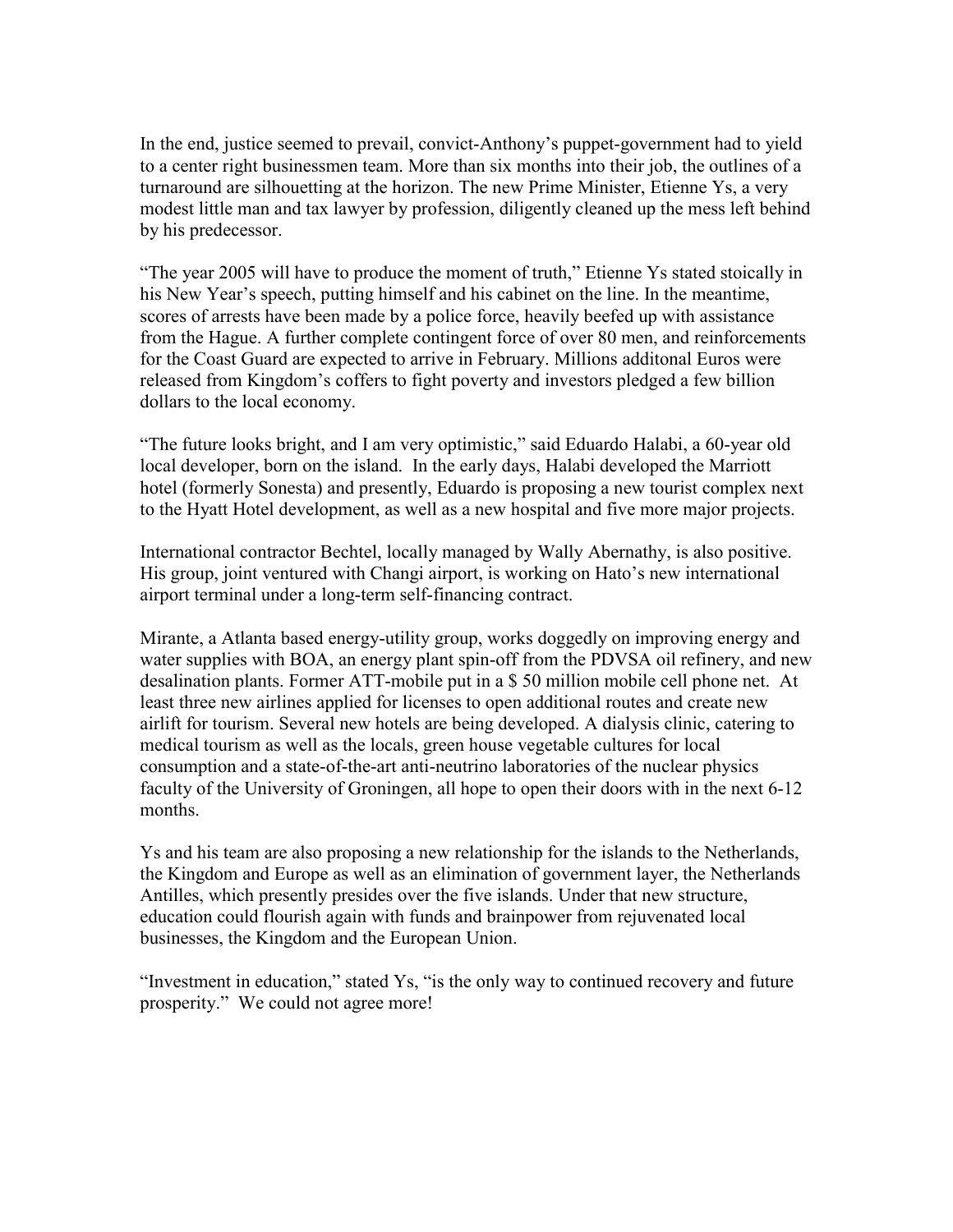In the end, justice seemed to prevail, convict-Anthony's puppet-government had to yield to a center right businessmen team. More than six months into their job, the outlines of a turnaround are silhouetting at the horizon. The new Prime Minister, Etienne Ys, a very modest little man and tax lawyer by profession, diligently cleaned up the mess left behind by his predecessor.

"The year 2005 will have to produce the moment of truth," Etienne Ys stated stoically in his New Year's speech, putting himself and his cabinet on the line. In the meantime, scores of arrests have been made by a police force, heavily beefed up with assistance from the Hague. A further complete contingent force of over 80 men, and reinforcements for the Coast Guard are expected to arrive in February. Millions additonal Euros were released from Kingdom's coffers to fight poverty and investors pledged a few billion dollars to the local economy.

"The future looks bright, and I am very optimistic," said Eduardo Halabi, a 60-year old local developer, born on the island. In the early days, Halabi developed the Marriott hotel (formerly Sonesta) and presently, Eduardo is proposing a new tourist complex next to the Hyatt Hotel development, as well as a new hospital and five more major projects.

International contractor Bechtel, locally managed by Wally Abernathy, is also positive. His group, joint ventured with Changi airport, is working on Hato's new international airport terminal under a long-term self-financing contract.

Mirante, a Atlanta based energy-utility group, works doggedly on improving energy and water supplies with BOA, an energy plant spin-off from the PDVSA oil refinery, and new desalination plants. Former ATT-mobile put in a $ 50 million mobile cell phone net. At least three new airlines applied for licenses to open additional routes and create new airlift for tourism. Several new hotels are being developed. A dialysis clinic, catering to medical tourism as well as the locals, green house vegetable cultures for local consumption and a state-of-the-art anti-neutrino laboratories of the nuclear physics faculty of the University of Groningen, all hope to open their doors with in the next 6-12 months.

Ys and his team are also proposing a new relationship for the islands to the Netherlands, the Kingdom and Europe as well as an elimination of government layer, the Netherlands Antilles, which presently presides over the five islands. Under that new structure, education could flourish again with funds and brainpower from rejuvenated local businesses, the Kingdom and the European Union.

"Investment in education," stated Ys, "is the only way to continued recovery and future prosperity." We could not agree more!